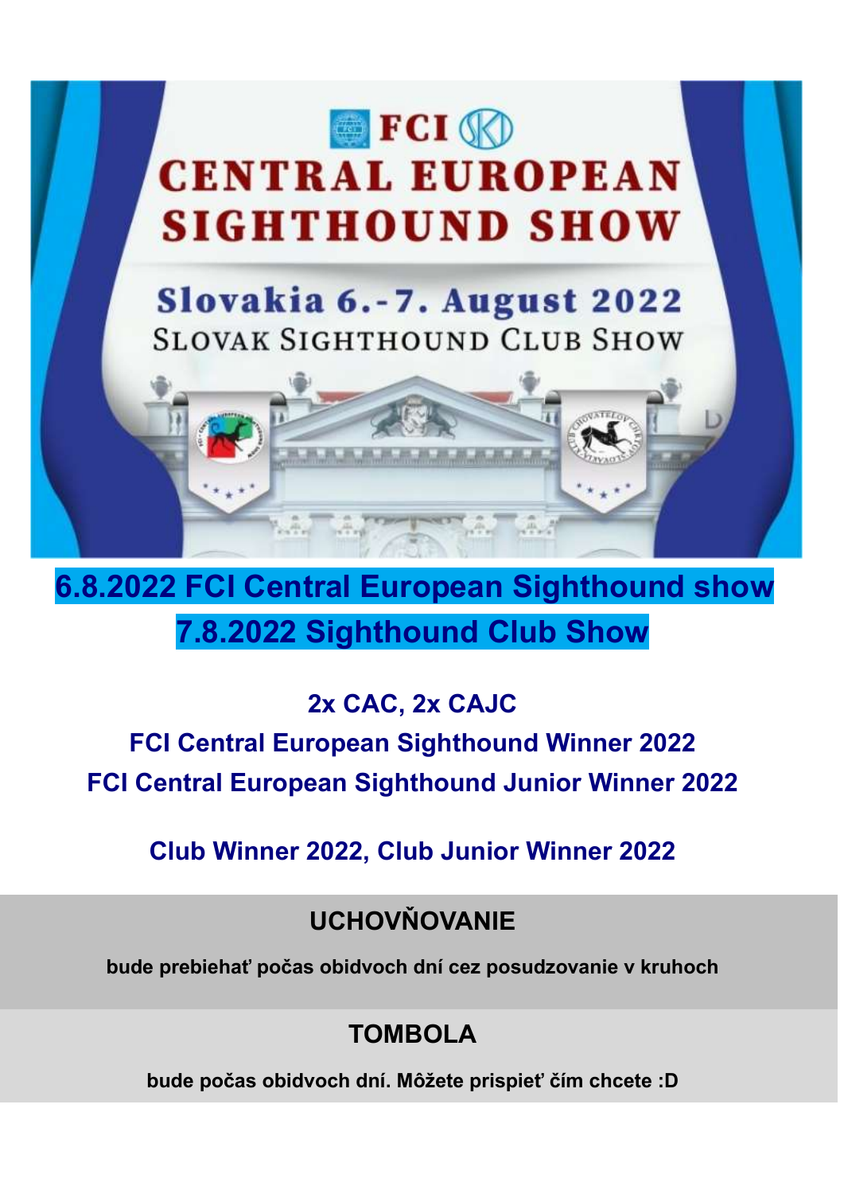# FCI CENTRAL EUROPEAN SIGHTHOUND SHOW

## Slovakia 6.-7. August 2022

SLOVAK SIGHTHOUND CLUB SHOW

## 6.8.2022 FCI Central European Sighthound show

## 7.8.2022 Sighthound Club Show

**2x CAC, 2x CAJC**

**FCI Central European Sighthound Winner 2022**

**FCI Central European Sighthound Junior Winner 2022**

**Club Winner 2022, Club Junior Winner 2022**

## UCHOVŇOVANIE

**bude prebiehať počas obidvoch dní cez posudzovanie v kruhoch**

## TOMBOLA

**bude počas obidvoch dní. Môžete prispieť čím chcete :D**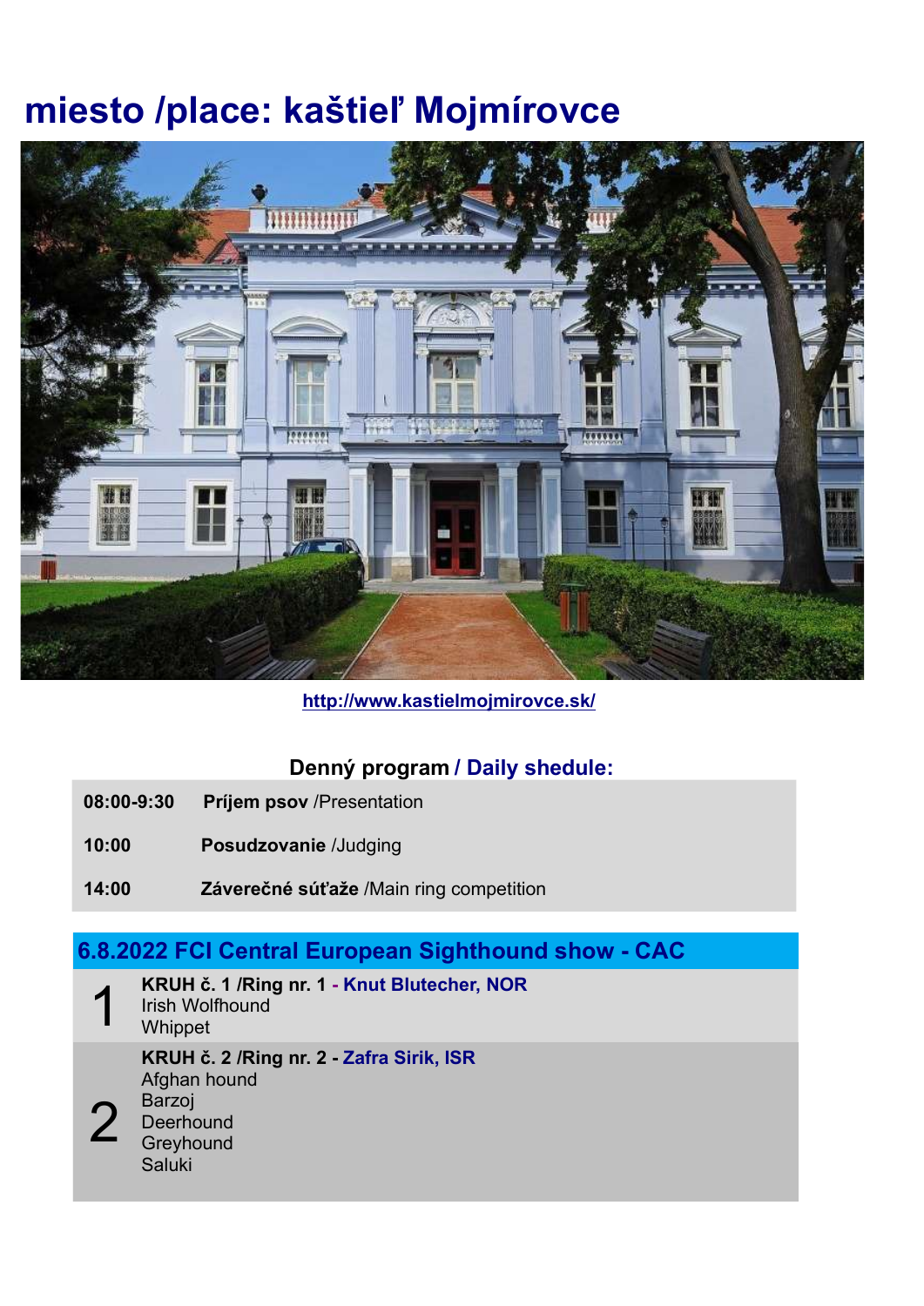# miesto /place: kaštieľ Mojmírovce

http://www.kastielmojmirovce.sk/

**Denný program / Daily shedule:**

| | |
|---|---|
| **08:00-9:30** | **Príjem psov** /Presentation |
| **10:00** | **Posudzovanie** /Judging |
| **14:00** | **Záverečné súťaže** /Main ring competition |

## 6.8.2022 FCI Central European Sighthound show - CAC

| | |
|---|---|
| 1 | **KRUH č. 1 /Ring nr. 1 - Knut Blutecher, NOR**<br>Irish Wolfhound<br>Whippet |
| 2 | **KRUH č. 2 /Ring nr. 2 - Zafra Sirik, ISR**<br>Afghan hound<br>Barzoj<br>Deerhound<br>Greyhound<br>Saluki |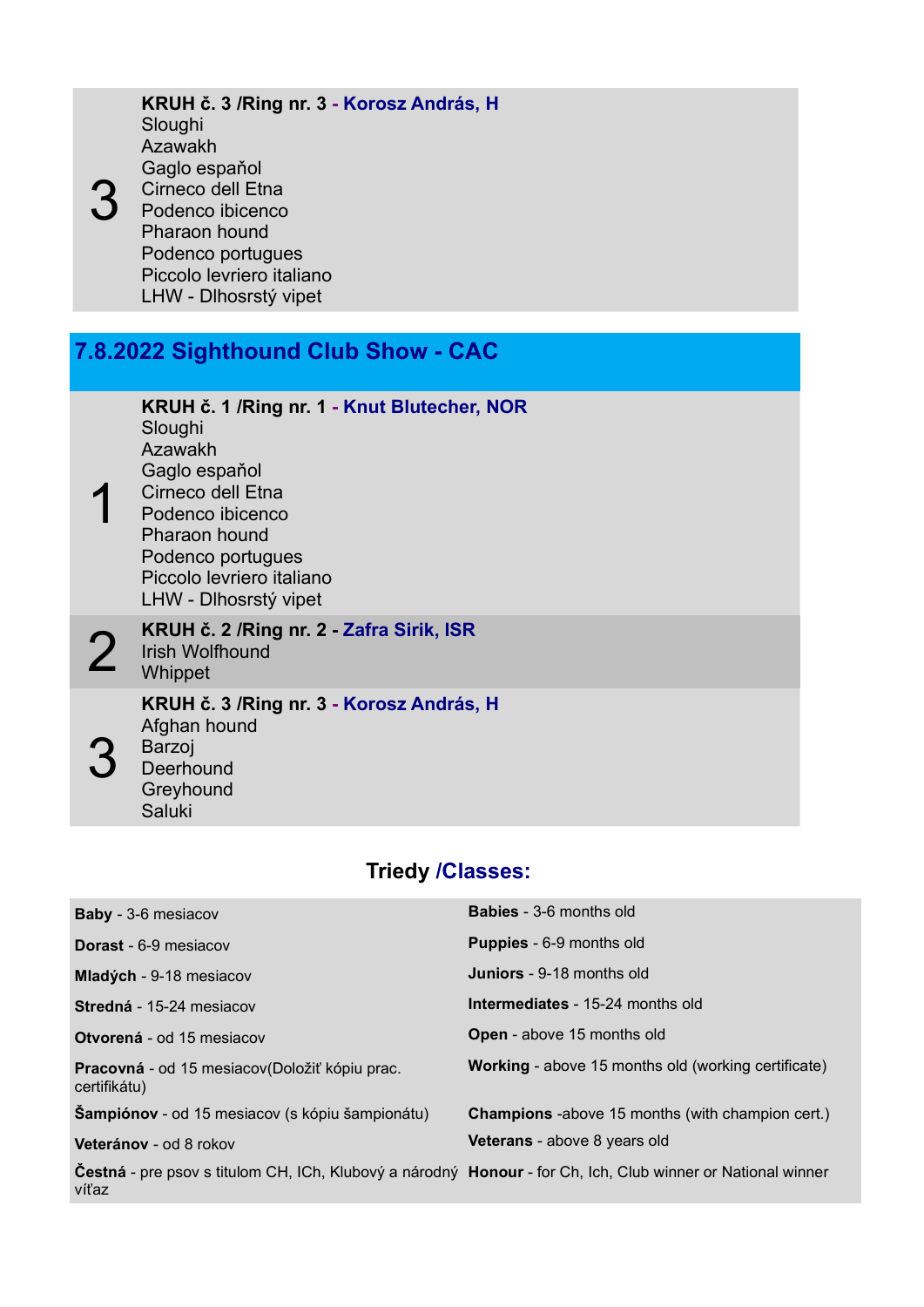| | |
|---|---|
| 3 | **KRUH č. 3 /Ring nr. 3 - Korosz András, H**<br>Sloughi<br>Azawakh<br>Gaglo espaňol<br>Cirneco dell Etna<br>Podenco ibicenco<br>Pharaon hound<br>Podenco portugues<br>Piccolo levriero italiano<br>LHW - Dlhosrstý vipet |

## 7.8.2022 Sighthound Club Show - CAC

| | |
|---|---|
| 1 | **KRUH č. 1 /Ring nr. 1 - Knut Blutecher, NOR**<br>Sloughi<br>Azawakh<br>Gaglo espaňol<br>Cirneco dell Etna<br>Podenco ibicenco<br>Pharaon hound<br>Podenco portugues<br>Piccolo levriero italiano<br>LHW - Dlhosrstý vipet |
| 2 | **KRUH č. 2 /Ring nr. 2 - Zafra Sirik, ISR**<br>Irish Wolfhound<br>Whippet |
| 3 | **KRUH č. 3 /Ring nr. 3 - Korosz András, H**<br>Afghan hound<br>Barzoj<br>Deerhound<br>Greyhound<br>Saluki |

### Triedy /Classes:

| | |
|---|---|
| **Baby** - 3-6 mesiacov | **Babies** - 3-6 months old |
| **Dorast** - 6-9 mesiacov | **Puppies** - 6-9 months old |
| **Mladých** - 9-18 mesiacov | **Juniors** - 9-18 months old |
| **Stredná** - 15-24 mesiacov | **Intermediates** - 15-24 months old |
| **Otvorená** - od 15 mesiacov | **Open** - above 15 months old |
| **Pracovná** - od 15 mesiacov(Doložiť kópiu prac. certifikátu) | **Working** - above 15 months old (working certificate) |
| **Šampiónov** - od 15 mesiacov (s kópiu šampionátu) | **Champions** -above 15 months (with champion cert.) |
| **Veteránov** - od 8 rokov | **Veterans** - above 8 years old |
| **Čestná** - pre psov s titulom CH, ICh, Klubový a národný víťaz | **Honour** - for Ch, Ich, Club winner or National winner |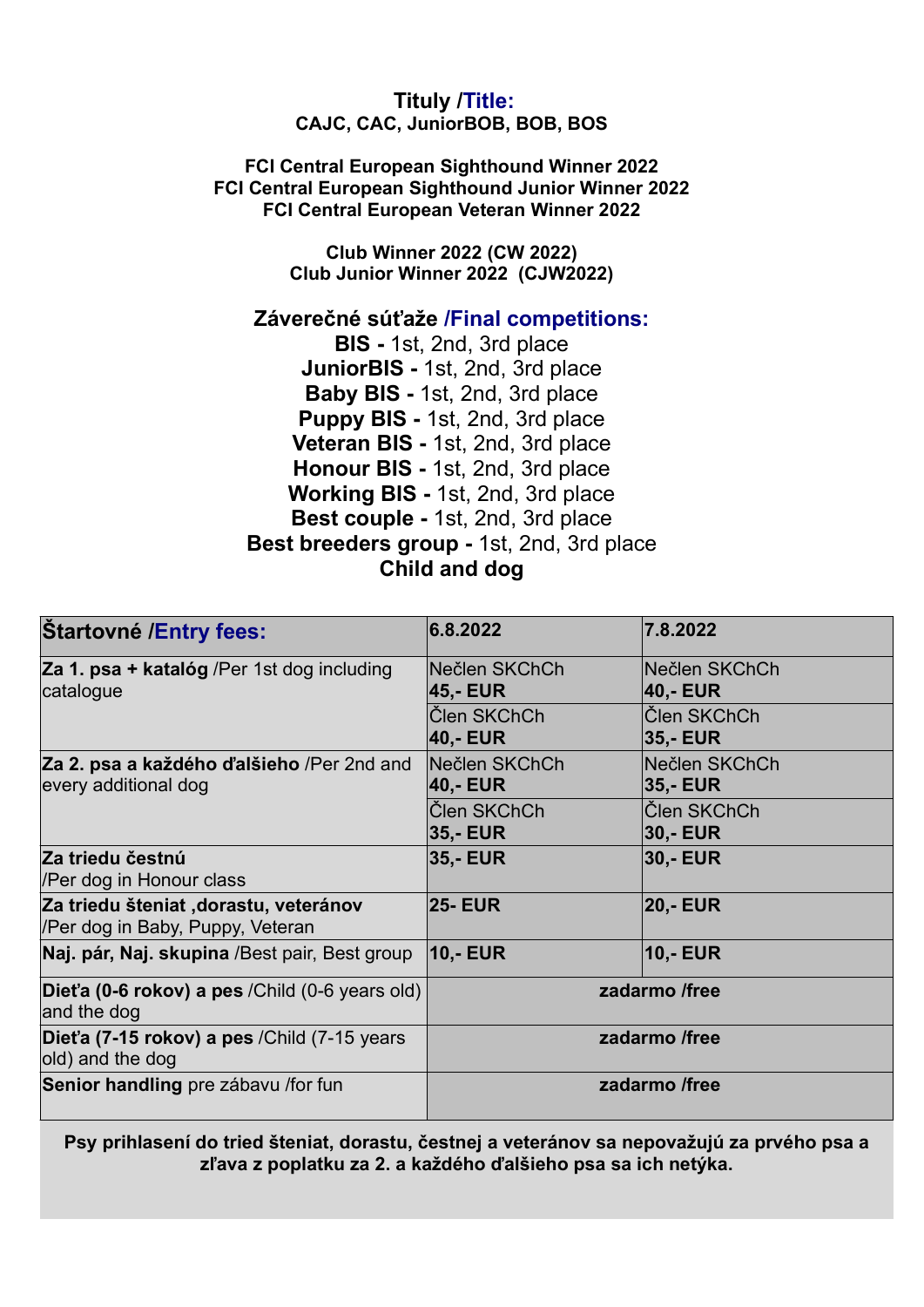## Tituly /Title:

**CAJC, CAC, JuniorBOB, BOB, BOS**

**FCI Central European Sighthound Winner 2022**
**FCI Central European Sighthound Junior Winner 2022**
**FCI Central European Veteran Winner 2022**

**Club Winner 2022 (CW 2022)**
**Club Junior Winner 2022 (CJW2022)**

## Záverečné súťaže /Final competitions:

**BIS -** 1st, 2nd, 3rd place
**JuniorBIS -** 1st, 2nd, 3rd place
**Baby BIS -** 1st, 2nd, 3rd place
**Puppy BIS -** 1st, 2nd, 3rd place
**Veteran BIS -** 1st, 2nd, 3rd place
**Honour BIS -** 1st, 2nd, 3rd place
**Working BIS -** 1st, 2nd, 3rd place
**Best couple -** 1st, 2nd, 3rd place
**Best breeders group -** 1st, 2nd, 3rd place
**Child and dog**

| **Štartovné /Entry fees:** | **6.8.2022** | **7.8.2022** |
|---|---|---|
| **Za 1. psa + katalóg** /Per 1st dog including catalogue | Nečlen SKChCh **45,- EUR** | Nečlen SKChCh **40,- EUR** |
| | Člen SKChCh **40,- EUR** | Člen SKChCh **35,- EUR** |
| **Za 2. psa a každého ďalšieho** /Per 2nd and every additional dog | Nečlen SKChCh **40,- EUR** | Nečlen SKChCh **35,- EUR** |
| | Člen SKChCh **35,- EUR** | Člen SKChCh **30,- EUR** |
| **Za triedu čestnú** /Per dog in Honour class | **35,- EUR** | **30,- EUR** |
| **Za triedu šteniat ,dorastu, veteránov** /Per dog in Baby, Puppy, Veteran | **25- EUR** | **20,- EUR** |
| **Naj. pár, Naj. skupina** /Best pair, Best group | **10,- EUR** | **10,- EUR** |
| **Dieťa (0-6 rokov) a pes** /Child (0-6 years old) and the dog | **zadarmo /free** | |
| **Dieťa (7-15 rokov) a pes** /Child (7-15 years old) and the dog | **zadarmo /free** | |
| **Senior handling** pre zábavu /for fun | **zadarmo /free** | |

**Psy prihlasení do tried šteniat, dorastu, čestnej a veteránov sa nepovažujú za prvého psa a zľava z poplatku za 2. a každého ďalšieho psa sa ich netýka.**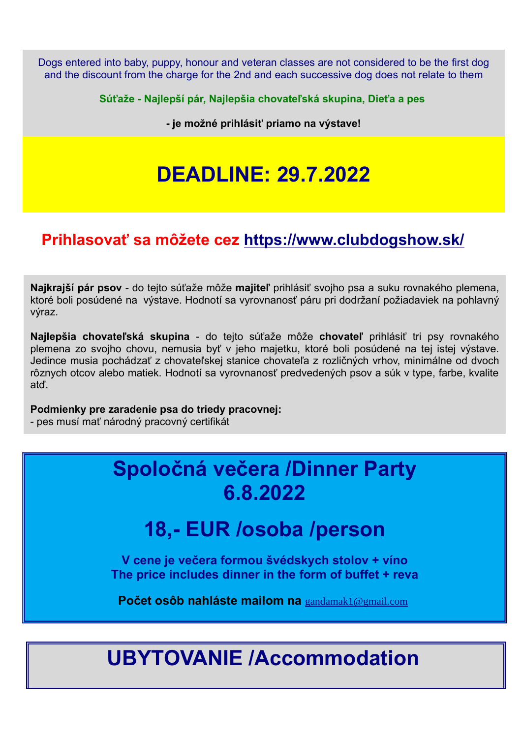Dogs entered into baby, puppy, honour and veteran classes are not considered to be the first dog and the discount from the charge for the 2nd and each successive dog does not relate to them

**Súťaže - Najlepší pár, Najlepšia chovateľská skupina, Dieťa a pes**

**- je možné prihlásiť priamo na výstave!**

# DEADLINE: 29.7.2022

## Prihlasovať sa môžete cez https://www.clubdogshow.sk/

**Najkrajší pár psov** - do tejto súťaže môže **majiteľ** prihlásiť svojho psa a suku rovnakého plemena, ktoré boli posúdené na výstave. Hodnotí sa vyrovnanosť páru pri dodržaní požiadaviek na pohlavný výraz.

**Najlepšia chovateľská skupina** - do tejto súťaže môže **chovateľ** prihlásiť tri psy rovnakého plemena zo svojho chovu, nemusia byť v jeho majetku, ktoré boli posúdené na tej istej výstave. Jedince musia pochádzať z chovateľskej stanice chovateľa z rozličných vrhov, minimálne od dvoch rôznych otcov alebo matiek. Hodnotí sa vyrovnanosť predvedených psov a súk v type, farbe, kvalite atď.

**Podmienky pre zaradenie psa do triedy pracovnej:**
- pes musí mať národný pracovný certifikát

# Spoločná večera /Dinner Party 6.8.2022

# 18,- EUR /osoba /person

**V cene je večera formou švédskych stolov + víno**
**The price includes dinner in the form of buffet + reva**

**Počet osôb nahláste mailom na** gandamak1@gmail.com

# UBYTOVANIE /Accommodation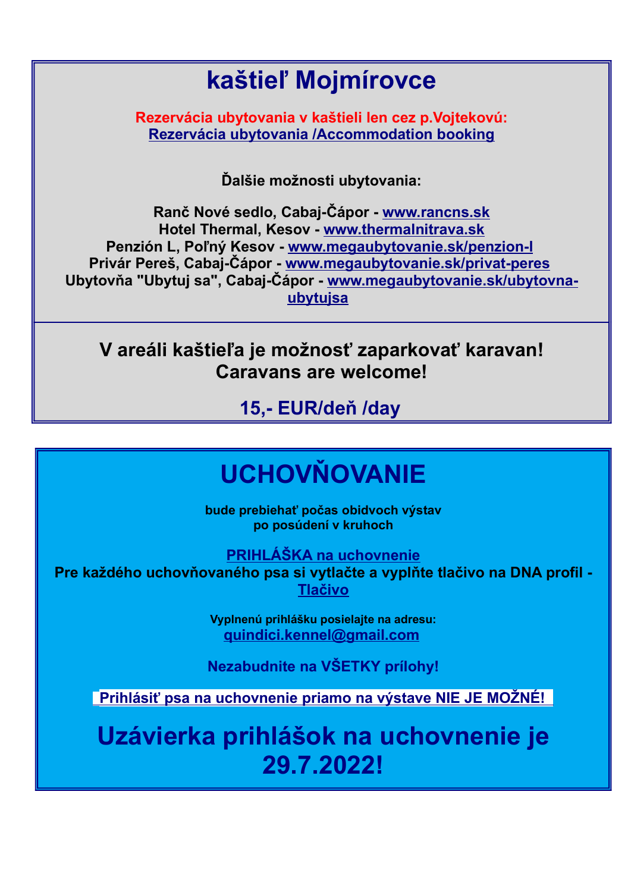# kaštieľ Mojmírovce

**Rezervácia ubytovania v kaštieli len cez p.Vojtekovú:**
**Rezervácia ubytovania /Accommodation booking**

**Ďalšie možnosti ubytovania:**

**Ranč Nové sedlo, Cabaj-Čápor - www.rancns.sk**
**Hotel Thermal, Kesov - www.thermalnitrava.sk**
**Penzión L, Poľný Kesov - www.megaubytovanie.sk/penzion-l**
**Privár Pereš, Cabaj-Čápor - www.megaubytovanie.sk/privat-peres**
**Ubytovňa "Ubytuj sa", Cabaj-Čápor - www.megaubytovanie.sk/ubytovna-ubytujsa**

---

**V areáli kaštieľa je možnosť zaparkovať karavan!**
**Caravans are welcome!**

**15,- EUR/deň /day**

# UCHOVŇOVANIE

**bude prebiehať počas obidvoch výstav**
**po posúdení v kruhoch**

**PRIHLÁŠKA na uchovnenie**
**Pre každého uchovňovaného psa si vytlačte a vyplňte tlačivo na DNA profil - Tlačivo**

**Vyplnenú prihlášku posielajte na adresu:**
**quindici.kennel@gmail.com**

**Nezabudnite na VŠETKY prílohy!**

**Prihlásiť psa na uchovnenie priamo na výstave NIE JE MOŽNÉ!**

## Uzávierka prihlášok na uchovnenie je 29.7.2022!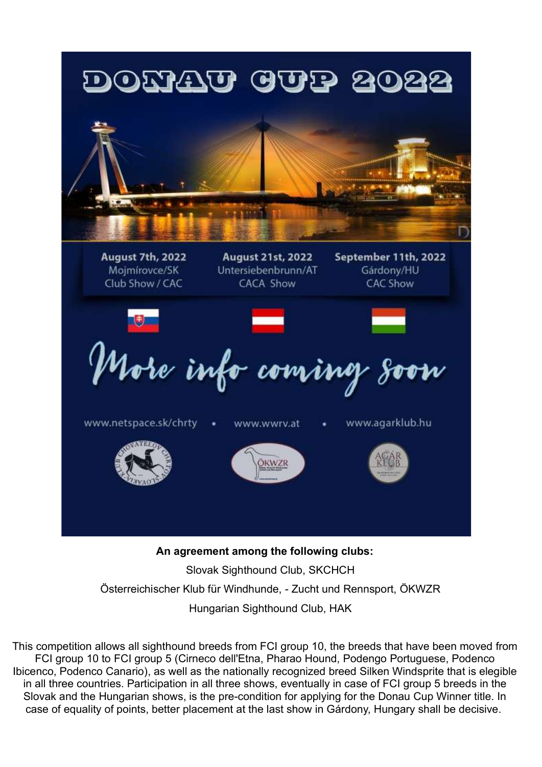# DONAU CUP 2022

| August 7th, 2022 | August 21st, 2022 | September 11th, 2022 |
| --- | --- | --- |
| Mojmírovce/SK | Untersiebenbrunn/AT | Gárdony/HU |
| Club Show / CAC | CACA Show | CAC Show |

*More info coming soon*

www.netspace.sk/chrty • www.wwrv.at • www.agarklub.hu

**An agreement among the following clubs:**

Slovak Sighthound Club, SKCHCH

Österreichischer Klub für Windhunde, - Zucht und Rennsport, ÖKWZR

Hungarian Sighthound Club, HAK

This competition allows all sighthound breeds from FCI group 10, the breeds that have been moved from FCI group 10 to FCI group 5 (Cirneco dell'Etna, Pharao Hound, Podengo Portuguese, Podenco Ibicenco, Podenco Canario), as well as the nationally recognized breed Silken Windsprite that is elegible in all three countries. Participation in all three shows, eventually in case of FCI group 5 breeds in the Slovak and the Hungarian shows, is the pre-condition for applying for the Donau Cup Winner title. In case of equality of points, better placement at the last show in Gárdony, Hungary shall be decisive.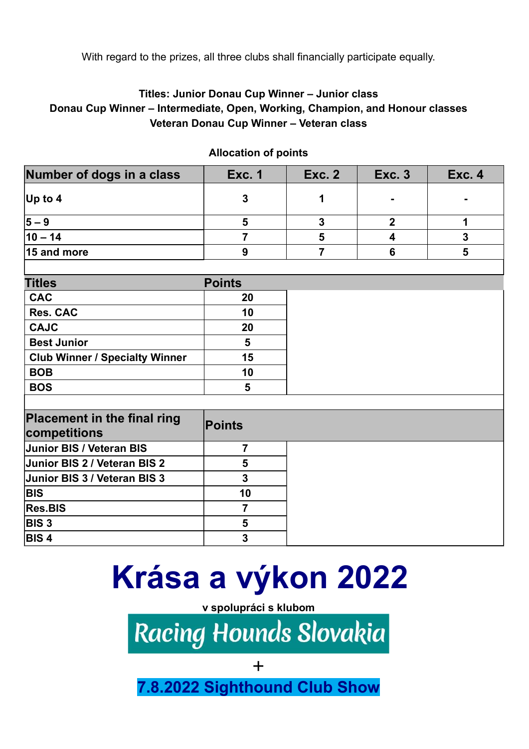With regard to the prizes, all three clubs shall financially participate equally.

**Titles: Junior Donau Cup Winner – Junior class**
**Donau Cup Winner – Intermediate, Open, Working, Champion, and Honour classes**
**Veteran Donau Cup Winner – Veteran class**

**Allocation of points**

| Number of dogs in a class | Exc. 1 | Exc. 2 | Exc. 3 | Exc. 4 |
|---|---|---|---|---|
| Up to 4 | 3 | 1 | - | - |
| 5 – 9 | 5 | 3 | 2 | 1 |
| 10 – 14 | 7 | 5 | 4 | 3 |
| 15 and more | 9 | 7 | 6 | 5 |

| Titles | Points |
|---|---|
| CAC | 20 |
| Res. CAC | 10 |
| CAJC | 20 |
| Best Junior | 5 |
| Club Winner / Specialty Winner | 15 |
| BOB | 10 |
| BOS | 5 |

| Placement in the final ring competitions | Points |
|---|---|
| Junior BIS / Veteran BIS | 7 |
| Junior BIS 2 / Veteran BIS 2 | 5 |
| Junior BIS 3 / Veteran BIS 3 | 3 |
| BIS | 10 |
| Res.BIS | 7 |
| BIS 3 | 5 |
| BIS 4 | 3 |

# Krása a výkon 2022

**v spolupráci s klubom**

Racing Hounds Slovakia

+

**7.8.2022 Sighthound Club Show**